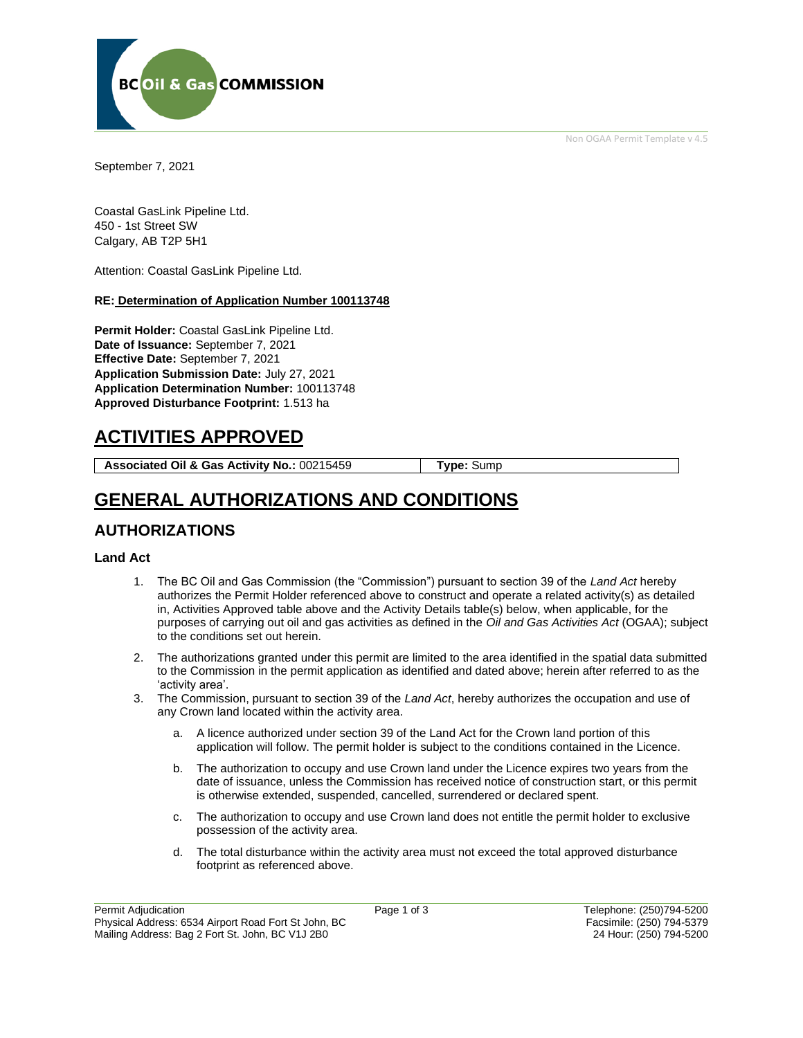Non OGAA Permit Template v 4.5

September 7, 2021

Coastal GasLink Pipeline Ltd.
450 - 1st Street SW
Calgary, AB T2P 5H1

Attention: Coastal GasLink Pipeline Ltd.

**RE: Determination of Application Number 100113748**

**Permit Holder:** Coastal GasLink Pipeline Ltd.
**Date of Issuance:** September 7, 2021
**Effective Date:** September 7, 2021
**Application Submission Date:** July 27, 2021
**Application Determination Number:** 100113748
**Approved Disturbance Footprint:** 1.513 ha

# ACTIVITIES APPROVED

| **Associated Oil & Gas Activity No.:** 00215459 | **Type:** Sump |
|---|---|

# GENERAL AUTHORIZATIONS AND CONDITIONS

## AUTHORIZATIONS

### Land Act

1. The BC Oil and Gas Commission (the "Commission") pursuant to section 39 of the *Land Act* hereby authorizes the Permit Holder referenced above to construct and operate a related activity(s) as detailed in, Activities Approved table above and the Activity Details table(s) below, when applicable, for the purposes of carrying out oil and gas activities as defined in the *Oil and Gas Activities Act* (OGAA); subject to the conditions set out herein.
2. The authorizations granted under this permit are limited to the area identified in the spatial data submitted to the Commission in the permit application as identified and dated above; herein after referred to as the 'activity area'.
3. The Commission, pursuant to section 39 of the *Land Act*, hereby authorizes the occupation and use of any Crown land located within the activity area.
    a. A licence authorized under section 39 of the Land Act for the Crown land portion of this application will follow. The permit holder is subject to the conditions contained in the Licence.
    b. The authorization to occupy and use Crown land under the Licence expires two years from the date of issuance, unless the Commission has received notice of construction start, or this permit is otherwise extended, suspended, cancelled, surrendered or declared spent.
    c. The authorization to occupy and use Crown land does not entitle the permit holder to exclusive possession of the activity area.
    d. The total disturbance within the activity area must not exceed the total approved disturbance footprint as referenced above.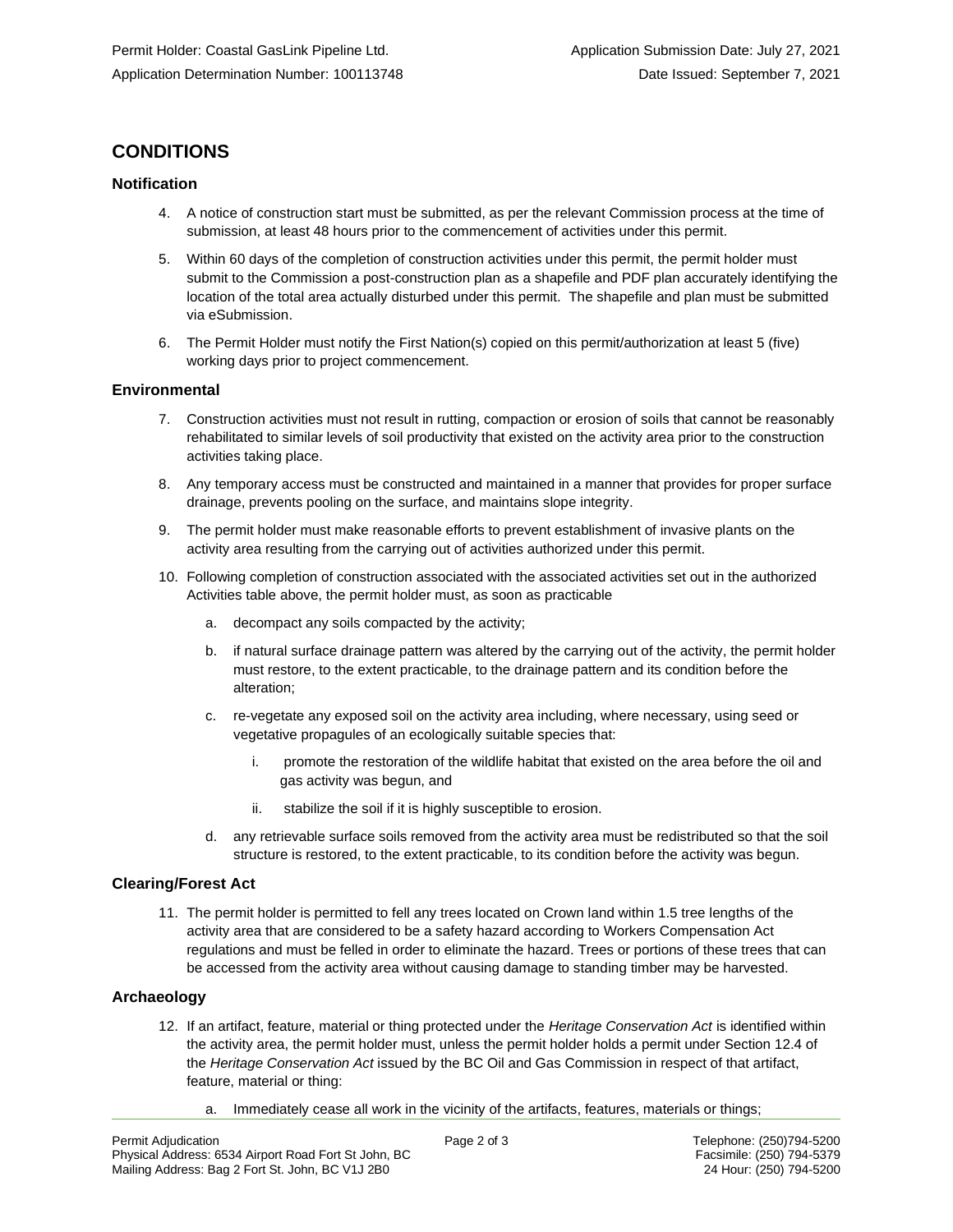## CONDITIONS

### Notification

4. A notice of construction start must be submitted, as per the relevant Commission process at the time of submission, at least 48 hours prior to the commencement of activities under this permit.
5. Within 60 days of the completion of construction activities under this permit, the permit holder must submit to the Commission a post-construction plan as a shapefile and PDF plan accurately identifying the location of the total area actually disturbed under this permit. The shapefile and plan must be submitted via eSubmission.
6. The Permit Holder must notify the First Nation(s) copied on this permit/authorization at least 5 (five) working days prior to project commencement.

### Environmental

7. Construction activities must not result in rutting, compaction or erosion of soils that cannot be reasonably rehabilitated to similar levels of soil productivity that existed on the activity area prior to the construction activities taking place.
8. Any temporary access must be constructed and maintained in a manner that provides for proper surface drainage, prevents pooling on the surface, and maintains slope integrity.
9. The permit holder must make reasonable efforts to prevent establishment of invasive plants on the activity area resulting from the carrying out of activities authorized under this permit.
10. Following completion of construction associated with the associated activities set out in the authorized Activities table above, the permit holder must, as soon as practicable
    a. decompact any soils compacted by the activity;
    b. if natural surface drainage pattern was altered by the carrying out of the activity, the permit holder must restore, to the extent practicable, to the drainage pattern and its condition before the alteration;
    c. re-vegetate any exposed soil on the activity area including, where necessary, using seed or vegetative propagules of an ecologically suitable species that:
        i. promote the restoration of the wildlife habitat that existed on the area before the oil and gas activity was begun, and
        ii. stabilize the soil if it is highly susceptible to erosion.
    d. any retrievable surface soils removed from the activity area must be redistributed so that the soil structure is restored, to the extent practicable, to its condition before the activity was begun.

### Clearing/Forest Act

11. The permit holder is permitted to fell any trees located on Crown land within 1.5 tree lengths of the activity area that are considered to be a safety hazard according to Workers Compensation Act regulations and must be felled in order to eliminate the hazard. Trees or portions of these trees that can be accessed from the activity area without causing damage to standing timber may be harvested.

### Archaeology

12. If an artifact, feature, material or thing protected under the *Heritage Conservation Act* is identified within the activity area, the permit holder must, unless the permit holder holds a permit under Section 12.4 of the *Heritage Conservation Act* issued by the BC Oil and Gas Commission in respect of that artifact, feature, material or thing:
    a. Immediately cease all work in the vicinity of the artifacts, features, materials or things;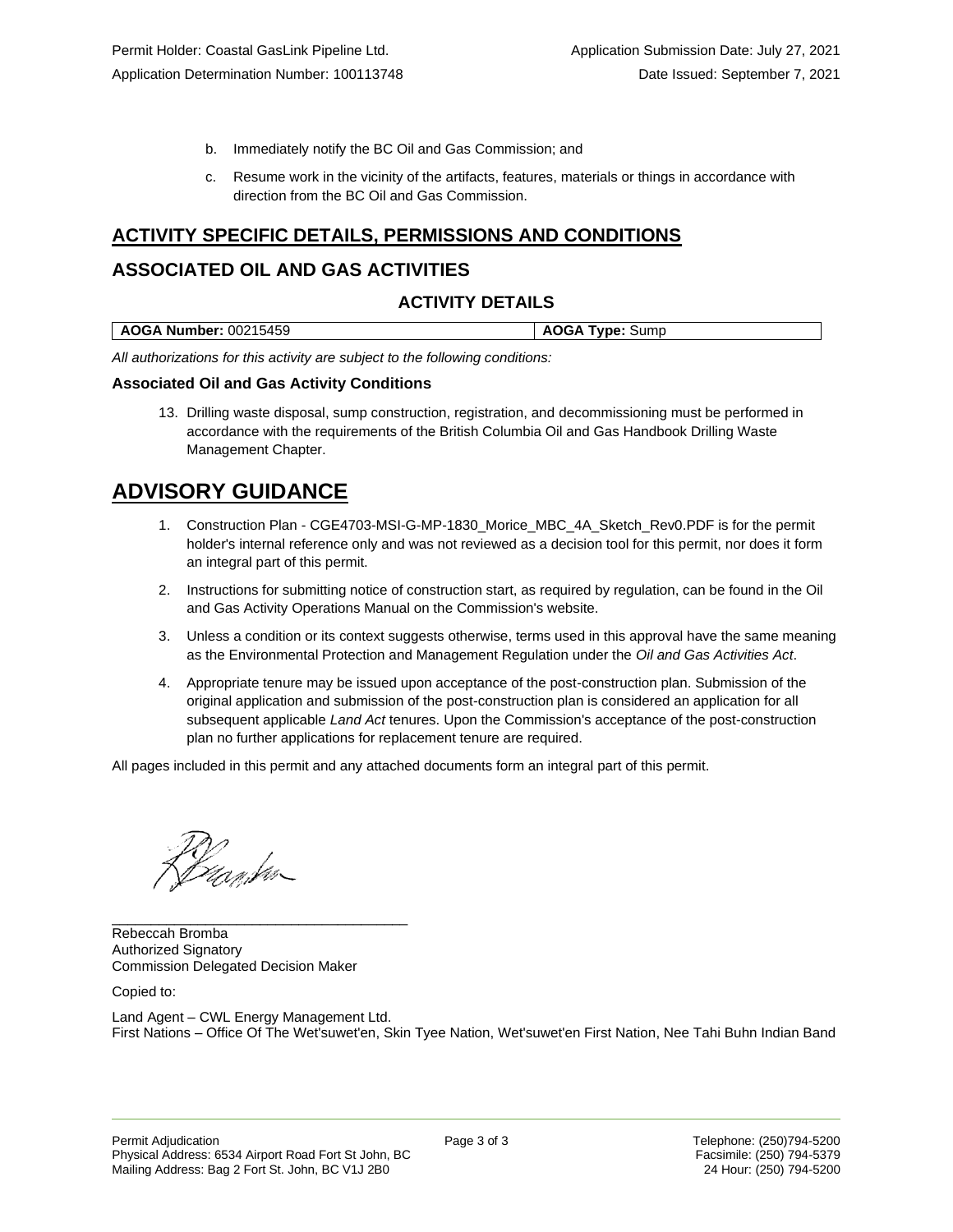b. Immediately notify the BC Oil and Gas Commission; and

c. Resume work in the vicinity of the artifacts, features, materials or things in accordance with direction from the BC Oil and Gas Commission.

## ACTIVITY SPECIFIC DETAILS, PERMISSIONS AND CONDITIONS

## ASSOCIATED OIL AND GAS ACTIVITIES

### ACTIVITY DETAILS

| | |
|---|---|
| **AOGA Number:** 00215459 | **AOGA Type:** Sump |

*All authorizations for this activity are subject to the following conditions:*

**Associated Oil and Gas Activity Conditions**

13. Drilling waste disposal, sump construction, registration, and decommissioning must be performed in accordance with the requirements of the British Columbia Oil and Gas Handbook Drilling Waste Management Chapter.

# ADVISORY GUIDANCE

1. Construction Plan - CGE4703-MSI-G-MP-1830_Morice_MBC_4A_Sketch_Rev0.PDF is for the permit holder's internal reference only and was not reviewed as a decision tool for this permit, nor does it form an integral part of this permit.
2. Instructions for submitting notice of construction start, as required by regulation, can be found in the Oil and Gas Activity Operations Manual on the Commission's website.
3. Unless a condition or its context suggests otherwise, terms used in this approval have the same meaning as the Environmental Protection and Management Regulation under the *Oil and Gas Activities Act*.
4. Appropriate tenure may be issued upon acceptance of the post-construction plan. Submission of the original application and submission of the post-construction plan is considered an application for all subsequent applicable *Land Act* tenures. Upon the Commission's acceptance of the post-construction plan no further applications for replacement tenure are required.

All pages included in this permit and any attached documents form an integral part of this permit.

_______________________________________

Rebeccah Bromba
Authorized Signatory
Commission Delegated Decision Maker

Copied to:

Land Agent – CWL Energy Management Ltd.
First Nations – Office Of The Wet'suwet'en, Skin Tyee Nation, Wet'suwet'en First Nation, Nee Tahi Buhn Indian Band